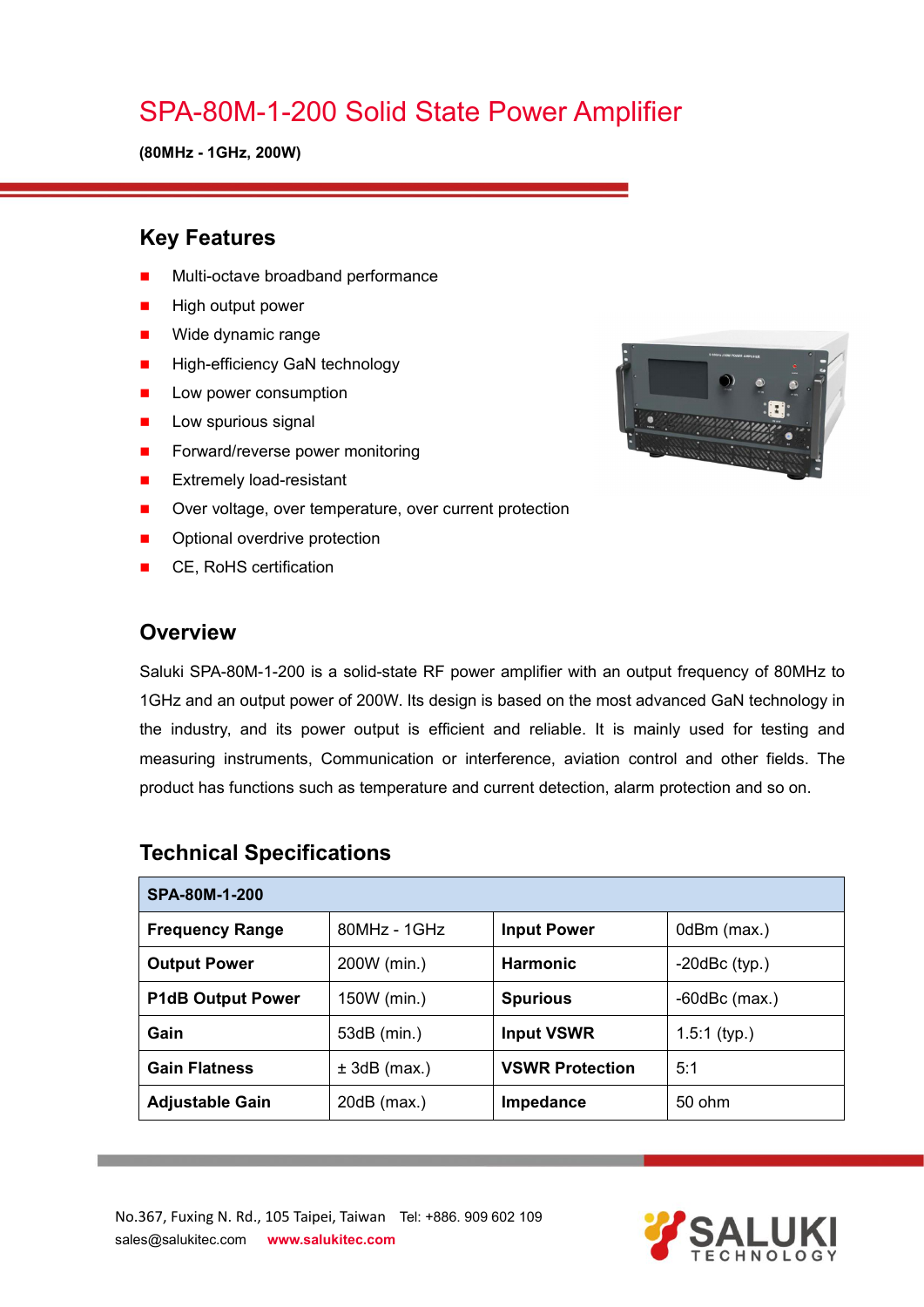# SPA-80M-1-200 Solid State Power Amplifier

**(80MHz - 1GHz, 200W)**

## Key Features

- Multi-octave broadband performance
- High output power
- Wide dynamic range
- High-efficiency GaN technology
- Low power consumption
- Low spurious signal
- Forward/reverse power monitoring
- Extremely load-resistant
- Over voltage, over temperature, over current protection
- Optional overdrive protection
- CE, RoHS certification

## Overview

Saluki SPA-80M-1-200 is a solid-state RF power amplifier with an output frequency of 80MHz to 1GHz and an output power of 200W. Its design is based on the most advanced GaN technology in the industry, and its power output is efficient and reliable. It is mainly used for testing and measuring instruments, Communication or interference, aviation control and other fields. The product has functions such as temperature and current detection, alarm protection and so on.

## Technical Specifications

| **SPA-80M-1-200** | | | |
|---|---|---|---|
| **Frequency Range** | 80MHz - 1GHz | **Input Power** | 0dBm (max.) |
| **Output Power** | 200W (min.) | **Harmonic** | -20dBc (typ.) |
| **P1dB Output Power** | 150W (min.) | **Spurious** | -60dBc (max.) |
| **Gain** | 53dB (min.) | **Input VSWR** | 1.5:1 (typ.) |
| **Gain Flatness** | ± 3dB (max.) | **VSWR Protection** | 5:1 |
| **Adjustable Gain** | 20dB (max.) | **Impedance** | 50 ohm |

No.367, Fuxing N. Rd., 105 Taipei, Taiwan Tel: +886. 909 602 109
sales@salukitec.com **www.salukitec.com**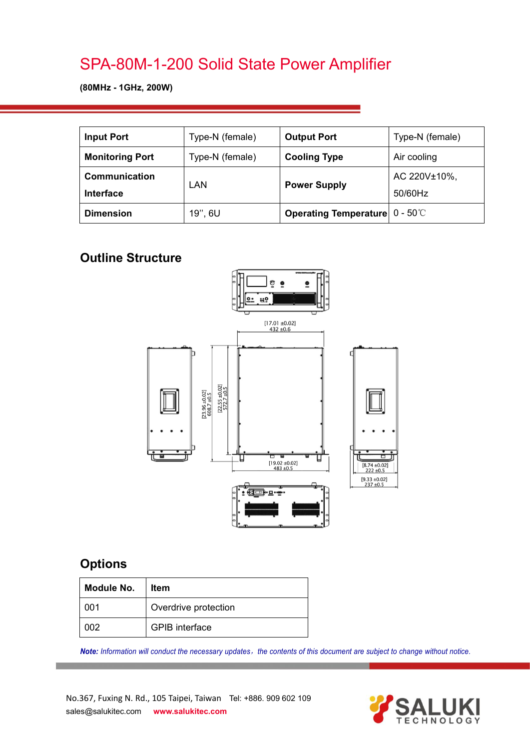# SPA-80M-1-200 Solid State Power Amplifier

**(80MHz - 1GHz, 200W)**

| | | | |
|---|---|---|---|
| **Input Port** | Type-N (female) | **Output Port** | Type-N (female) |
| **Monitoring Port** | Type-N (female) | **Cooling Type** | Air cooling |
| **Communication Interface** | LAN | **Power Supply** | AC 220V±10%, 50/60Hz |
| **Dimension** | 19'', 6U | **Operating Temperature** | 0 - 50℃ |

## Outline Structure

[17.01 ±0.02]
432 ±0.6

[23.96 ±0.02]
608.7 ±0.5

[22.55 ±0.02]
572.7 ±0.5

[19.02 ±0.02]
483 ±0.5

[8.74 ±0.02]
222 ±0.5

[9.33 ±0.02]
237 ±0.5

## Options

| Module No. | Item |
|---|---|
| 001 | Overdrive protection |
| 002 | GPIB interface |

***Note:*** *Information will conduct the necessary updates，the contents of this document are subject to change without notice.*

No.367, Fuxing N. Rd., 105 Taipei, Taiwan  Tel: +886. 909 602 109
sales@salukitec.com  **www.salukitec.com**

SALUKI TECHNOLOGY